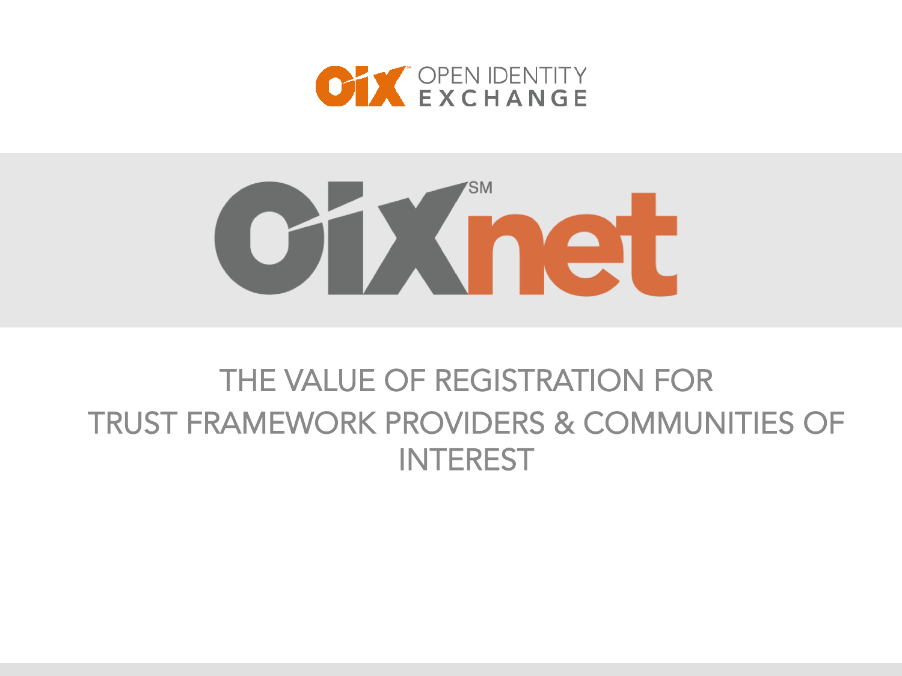OIX OPEN IDENTITY EXCHANGE

# OIXnet

## THE VALUE OF REGISTRATION FOR TRUST FRAMEWORK PROVIDERS & COMMUNITIES OF INTEREST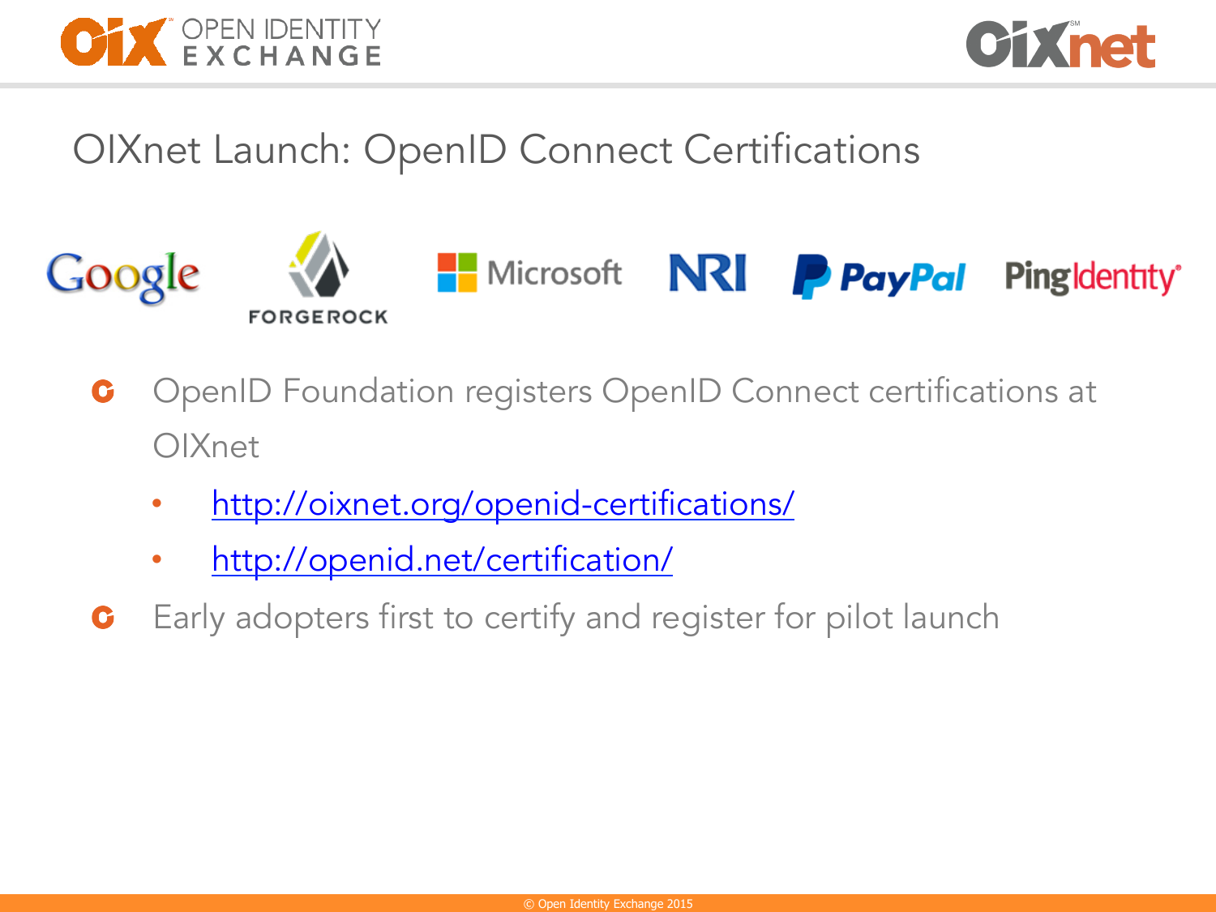# OIXnet Launch: OpenID Connect Certifications

Google · FORGEROCK · Microsoft · NRI · PayPal · PingIdentity

- OpenID Foundation registers OpenID Connect certifications at OIXnet
  - http://oixnet.org/openid-certifications/
  - http://openid.net/certification/
- Early adopters first to certify and register for pilot launch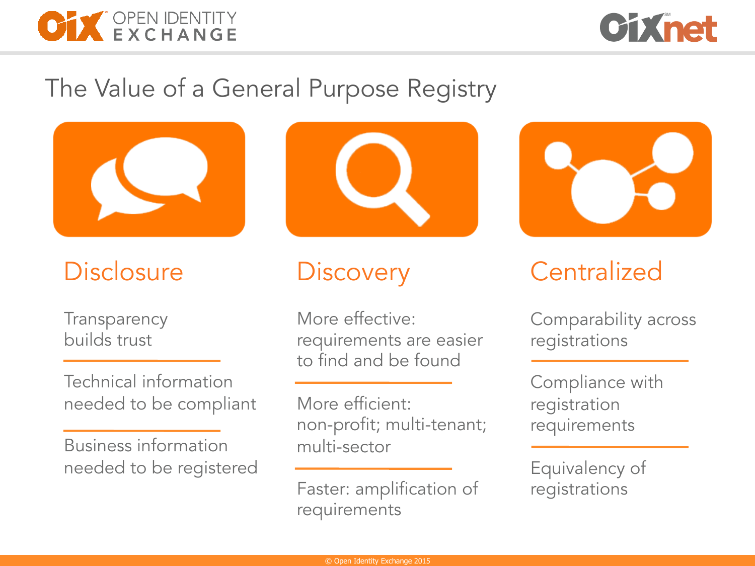# The Value of a General Purpose Registry

## Disclosure

Transparency builds trust

Technical information needed to be compliant

Business information needed to be registered

## Discovery

More effective: requirements are easier to find and be found

More efficient: non-profit; multi-tenant; multi-sector

Faster: amplification of requirements

## Centralized

Comparability across registrations

Compliance with registration requirements

Equivalency of registrations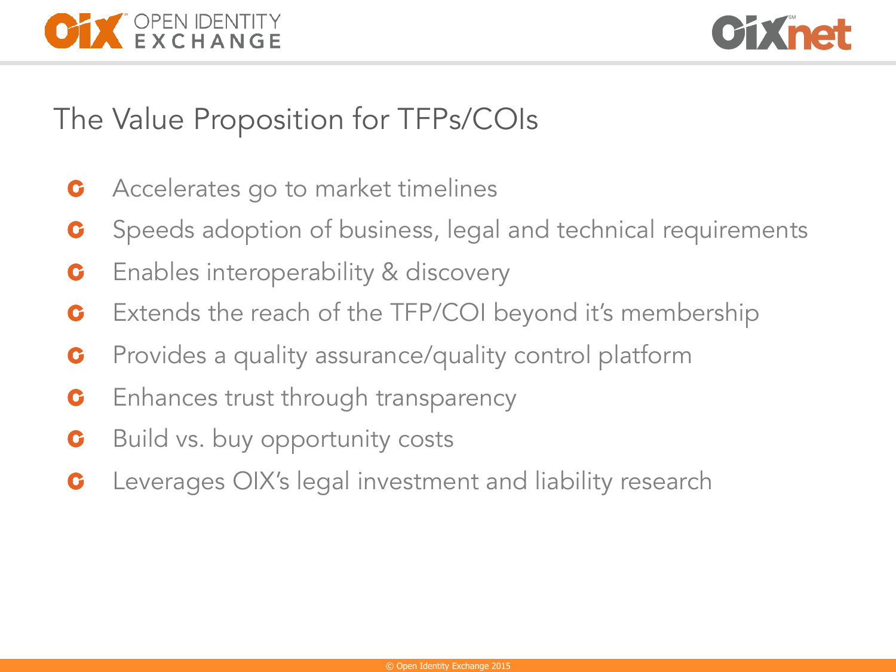# The Value Proposition for TFPs/COIs

- Accelerates go to market timelines
- Speeds adoption of business, legal and technical requirements
- Enables interoperability & discovery
- Extends the reach of the TFP/COI beyond it's membership
- Provides a quality assurance/quality control platform
- Enhances trust through transparency
- Build vs. buy opportunity costs
- Leverages OIX's legal investment and liability research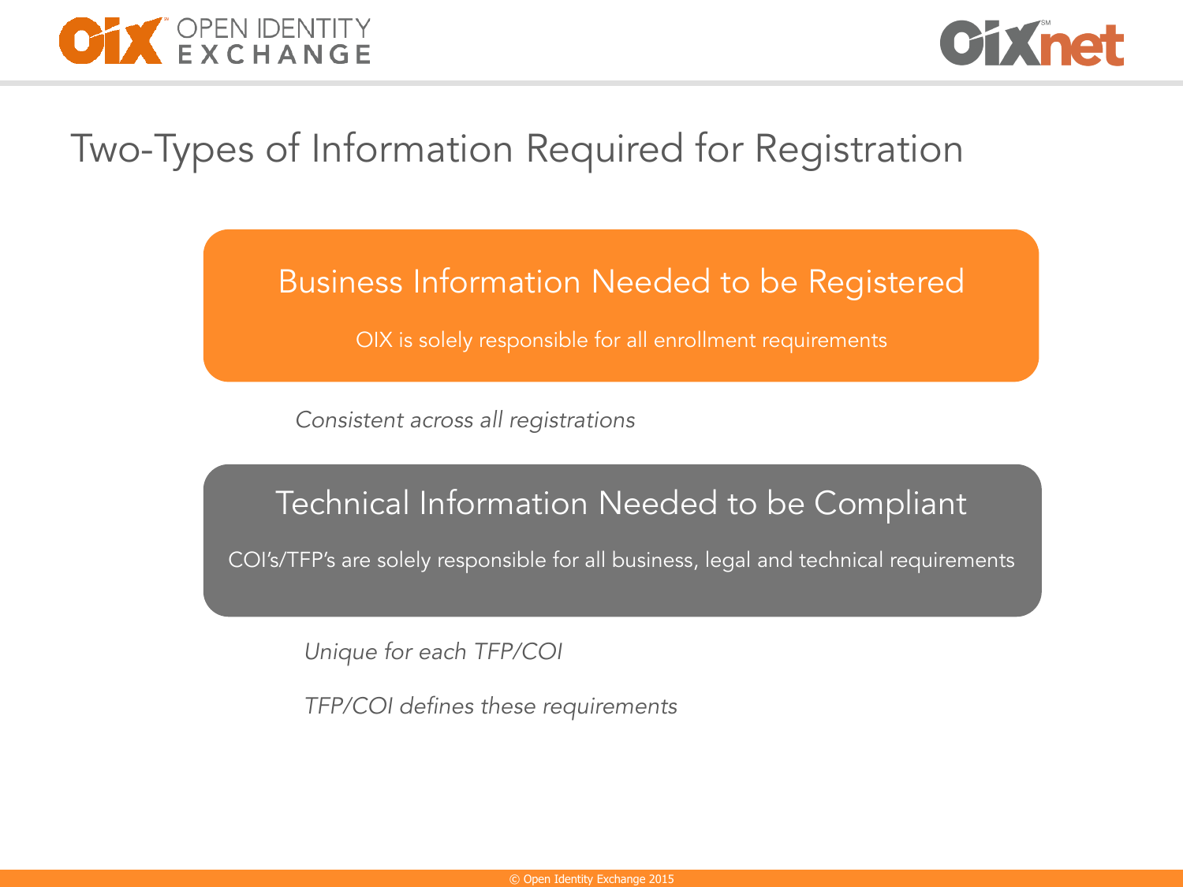# Two-Types of Information Required for Registration

## Business Information Needed to be Registered

OIX is solely responsible for all enrollment requirements

*Consistent across all registrations*

## Technical Information Needed to be Compliant

COI's/TFP's are solely responsible for all business, legal and technical requirements

*Unique for each TFP/COI*

*TFP/COI defines these requirements*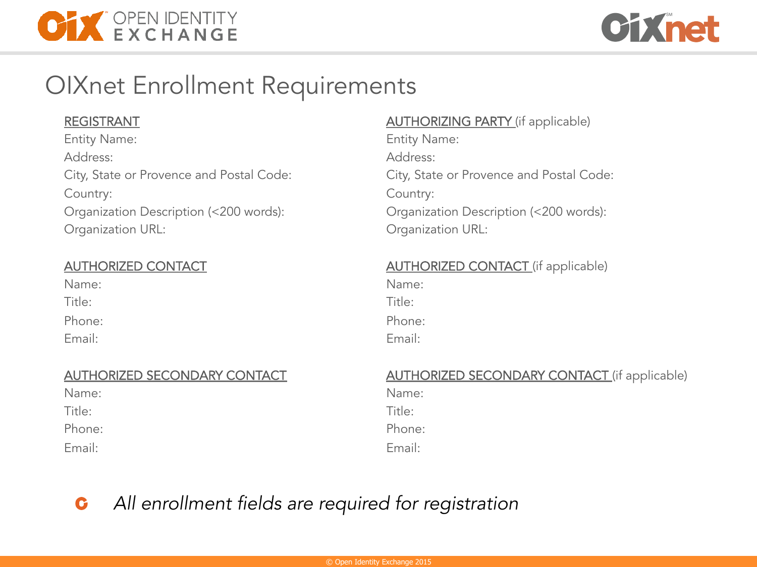# OIXnet Enrollment Requirements

**REGISTRANT**

Entity Name:
Address:
City, State or Provence and Postal Code:
Country:
Organization Description (<200 words):
Organization URL:

**AUTHORIZED CONTACT**

Name:
Title:
Phone:
Email:

**AUTHORIZED SECONDARY CONTACT**

Name:
Title:
Phone:
Email:

**AUTHORIZING PARTY** (if applicable)

Entity Name:
Address:
City, State or Provence and Postal Code:
Country:
Organization Description (<200 words):
Organization URL:

**AUTHORIZED CONTACT** (if applicable)

Name:
Title:
Phone:
Email:

**AUTHORIZED SECONDARY CONTACT** (if applicable)

Name:
Title:
Phone:
Email:

- *All enrollment fields are required for registration*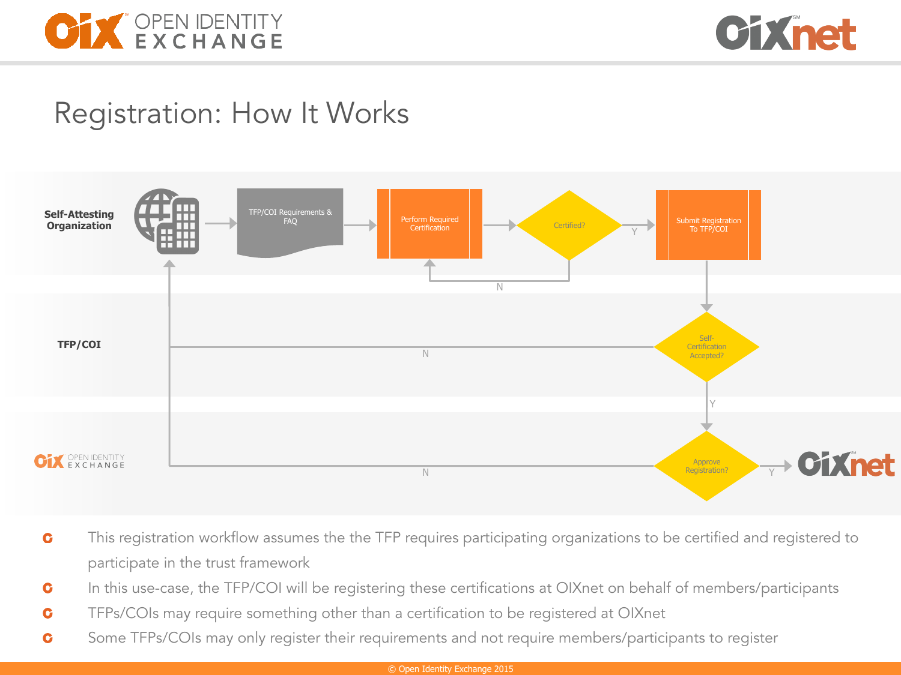# Registration: How It Works

**Self-Attesting Organization**

TFP/COI Requirements & FAQ → Perform Required Certification → Certified? (N → Perform Required Certification; Y → Submit Registration To TFP/COI)

**TFP/COI**

Self-Certification Accepted? (N → Self-Attesting Organization; Y → Approve Registration?)

**OIX OPEN IDENTITY EXCHANGE**

Approve Registration? (N → Self-Attesting Organization; Y → OIXnet)

- This registration workflow assumes the the TFP requires participating organizations to be certified and registered to participate in the trust framework
- In this use-case, the TFP/COI will be registering these certifications at OIXnet on behalf of members/participants
- TFPs/COIs may require something other than a certification to be registered at OIXnet
- Some TFPs/COIs may only register their requirements and not require members/participants to register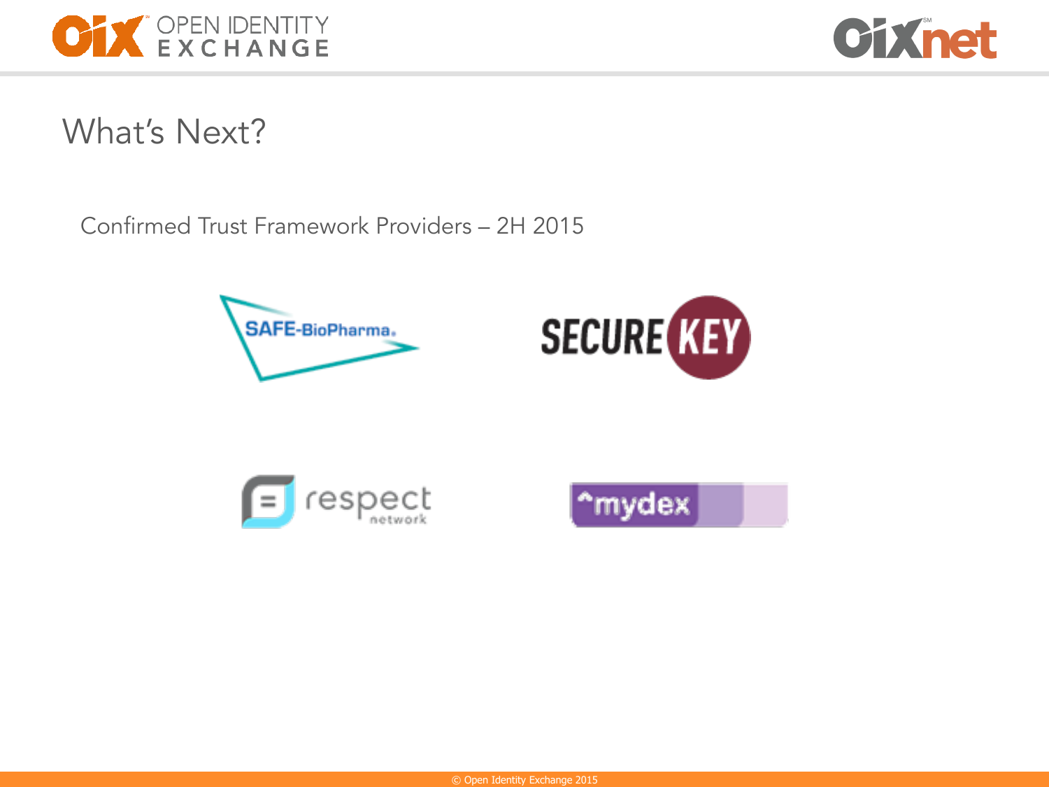# What's Next?

Confirmed Trust Framework Providers – 2H 2015

SAFE-BioPharma

SECURE KEY

respect network

^mydex